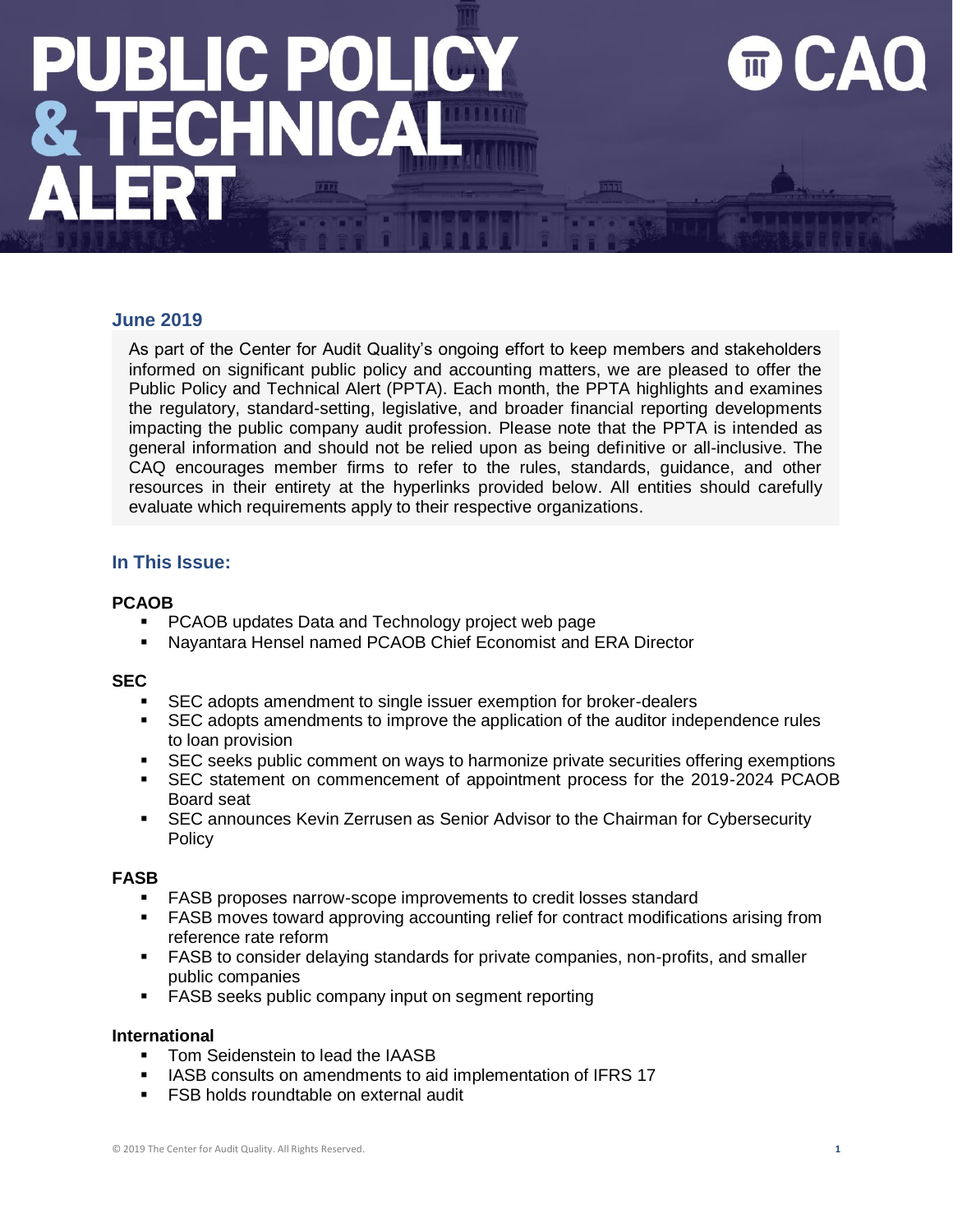# PUBLIC POLICY & TECHNICAL ALERT

CAQ

## June 2019

As part of the Center for Audit Quality's ongoing effort to keep members and stakeholders informed on significant public policy and accounting matters, we are pleased to offer the Public Policy and Technical Alert (PPTA). Each month, the PPTA highlights and examines the regulatory, standard-setting, legislative, and broader financial reporting developments impacting the public company audit profession. Please note that the PPTA is intended as general information and should not be relied upon as being definitive or all-inclusive. The CAQ encourages member firms to refer to the rules, standards, guidance, and other resources in their entirety at the hyperlinks provided below. All entities should carefully evaluate which requirements apply to their respective organizations.

## In This Issue:

**PCAOB**

- PCAOB updates Data and Technology project web page
- Nayantara Hensel named PCAOB Chief Economist and ERA Director

**SEC**

- SEC adopts amendment to single issuer exemption for broker-dealers
- SEC adopts amendments to improve the application of the auditor independence rules to loan provision
- SEC seeks public comment on ways to harmonize private securities offering exemptions
- SEC statement on commencement of appointment process for the 2019-2024 PCAOB Board seat
- SEC announces Kevin Zerrusen as Senior Advisor to the Chairman for Cybersecurity Policy

**FASB**

- FASB proposes narrow-scope improvements to credit losses standard
- FASB moves toward approving accounting relief for contract modifications arising from reference rate reform
- FASB to consider delaying standards for private companies, non-profits, and smaller public companies
- FASB seeks public company input on segment reporting

**International**

- Tom Seidenstein to lead the IAASB
- IASB consults on amendments to aid implementation of IFRS 17
- FSB holds roundtable on external audit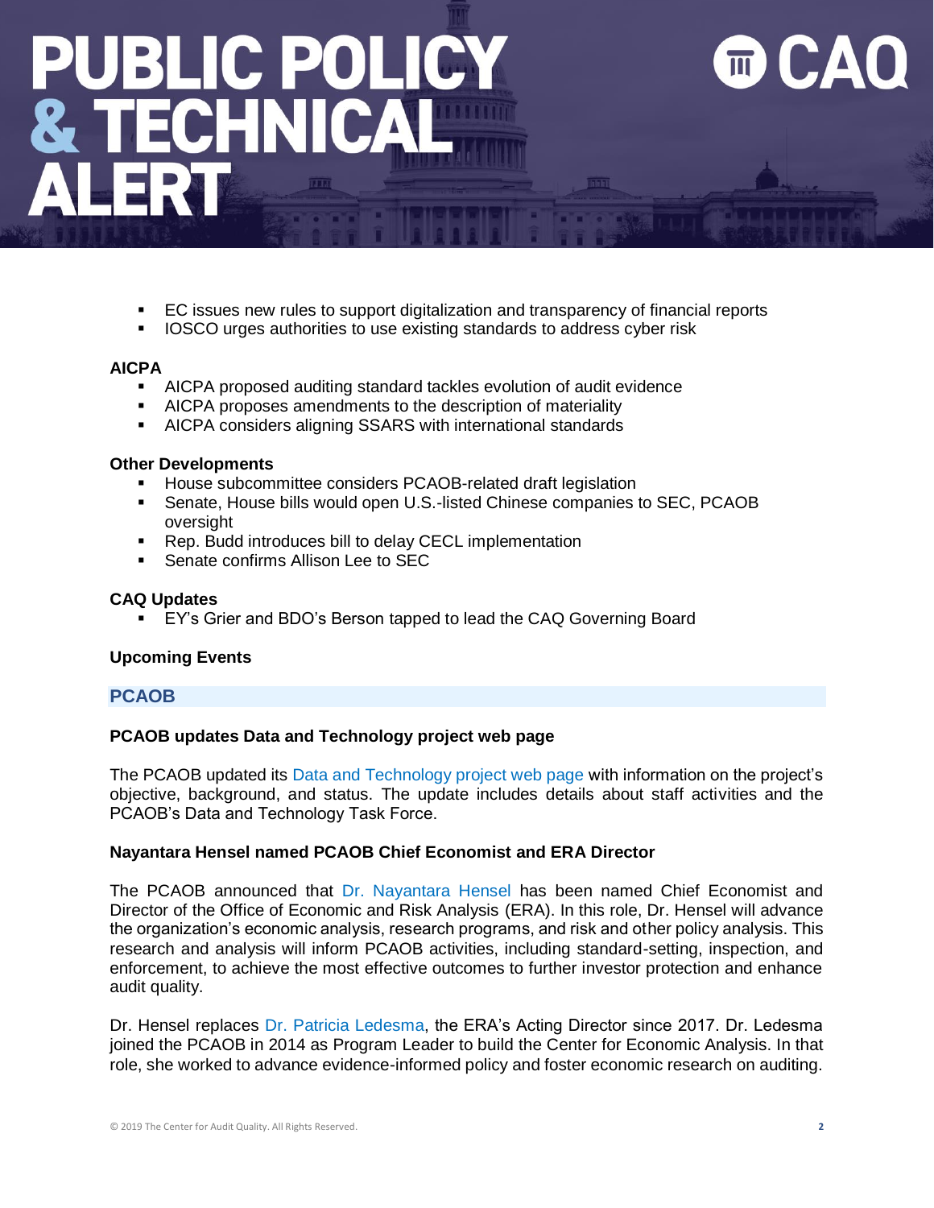- EC issues new rules to support digitalization and transparency of financial reports
- IOSCO urges authorities to use existing standards to address cyber risk

**AICPA**

- AICPA proposed auditing standard tackles evolution of audit evidence
- AICPA proposes amendments to the description of materiality
- AICPA considers aligning SSARS with international standards

**Other Developments**

- House subcommittee considers PCAOB-related draft legislation
- Senate, House bills would open U.S.-listed Chinese companies to SEC, PCAOB oversight
- Rep. Budd introduces bill to delay CECL implementation
- Senate confirms Allison Lee to SEC

**CAQ Updates**

- EY's Grier and BDO's Berson tapped to lead the CAQ Governing Board

**Upcoming Events**

## PCAOB

### PCAOB updates Data and Technology project web page

The PCAOB updated its Data and Technology project web page with information on the project's objective, background, and status. The update includes details about staff activities and the PCAOB's Data and Technology Task Force.

### Nayantara Hensel named PCAOB Chief Economist and ERA Director

The PCAOB announced that Dr. Nayantara Hensel has been named Chief Economist and Director of the Office of Economic and Risk Analysis (ERA). In this role, Dr. Hensel will advance the organization's economic analysis, research programs, and risk and other policy analysis. This research and analysis will inform PCAOB activities, including standard-setting, inspection, and enforcement, to achieve the most effective outcomes to further investor protection and enhance audit quality.

Dr. Hensel replaces Dr. Patricia Ledesma, the ERA's Acting Director since 2017. Dr. Ledesma joined the PCAOB in 2014 as Program Leader to build the Center for Economic Analysis. In that role, she worked to advance evidence-informed policy and foster economic research on auditing.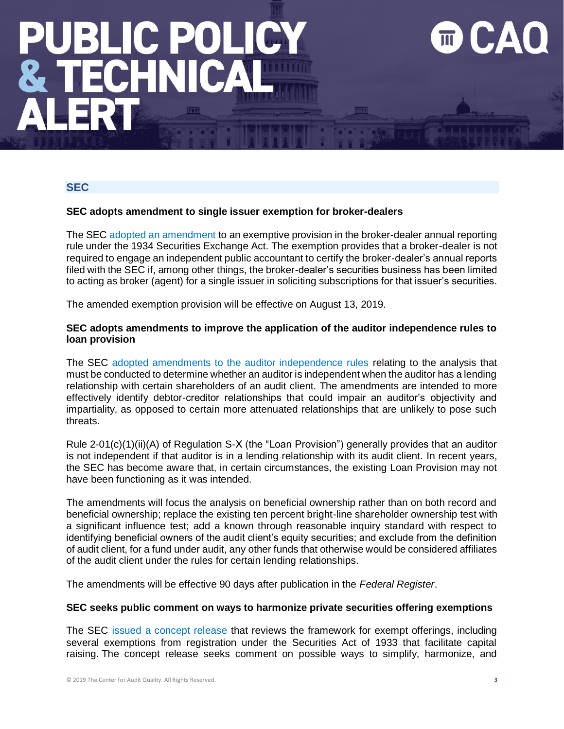# PUBLIC POLICY & TECHNICAL ALERT

## SEC

### SEC adopts amendment to single issuer exemption for broker-dealers

The SEC adopted an amendment to an exemptive provision in the broker-dealer annual reporting rule under the 1934 Securities Exchange Act. The exemption provides that a broker-dealer is not required to engage an independent public accountant to certify the broker-dealer's annual reports filed with the SEC if, among other things, the broker-dealer's securities business has been limited to acting as broker (agent) for a single issuer in soliciting subscriptions for that issuer's securities.

The amended exemption provision will be effective on August 13, 2019.

### SEC adopts amendments to improve the application of the auditor independence rules to loan provision

The SEC adopted amendments to the auditor independence rules relating to the analysis that must be conducted to determine whether an auditor is independent when the auditor has a lending relationship with certain shareholders of an audit client. The amendments are intended to more effectively identify debtor-creditor relationships that could impair an auditor's objectivity and impartiality, as opposed to certain more attenuated relationships that are unlikely to pose such threats.

Rule 2-01(c)(1)(ii)(A) of Regulation S-X (the "Loan Provision") generally provides that an auditor is not independent if that auditor is in a lending relationship with its audit client. In recent years, the SEC has become aware that, in certain circumstances, the existing Loan Provision may not have been functioning as it was intended.

The amendments will focus the analysis on beneficial ownership rather than on both record and beneficial ownership; replace the existing ten percent bright-line shareholder ownership test with a significant influence test; add a known through reasonable inquiry standard with respect to identifying beneficial owners of the audit client's equity securities; and exclude from the definition of audit client, for a fund under audit, any other funds that otherwise would be considered affiliates of the audit client under the rules for certain lending relationships.

The amendments will be effective 90 days after publication in the *Federal Register*.

### SEC seeks public comment on ways to harmonize private securities offering exemptions

The SEC issued a concept release that reviews the framework for exempt offerings, including several exemptions from registration under the Securities Act of 1933 that facilitate capital raising. The concept release seeks comment on possible ways to simplify, harmonize, and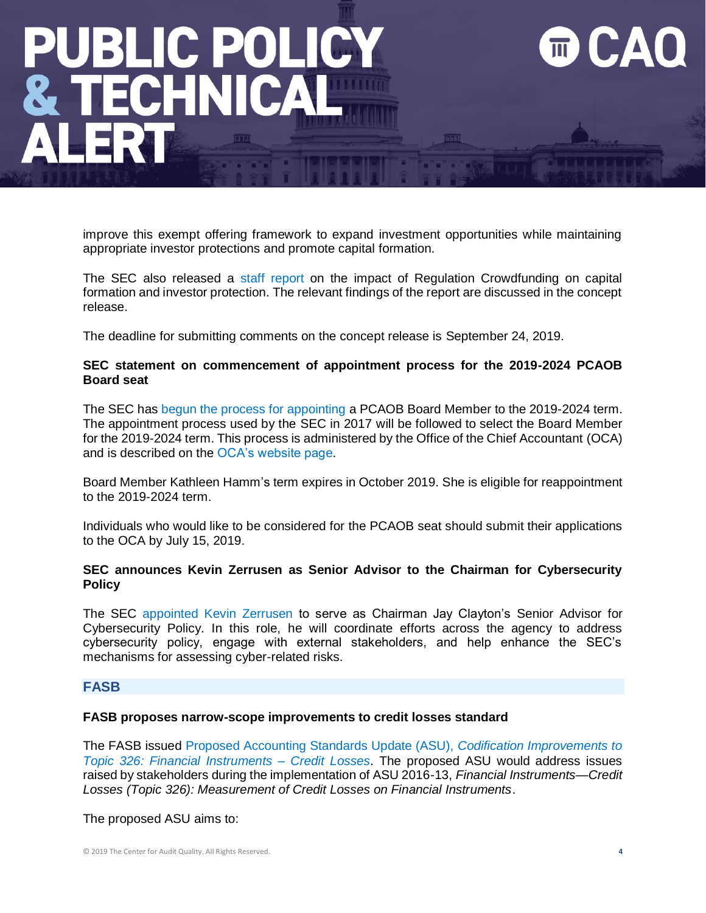improve this exempt offering framework to expand investment opportunities while maintaining appropriate investor protections and promote capital formation.

The SEC also released a staff report on the impact of Regulation Crowdfunding on capital formation and investor protection. The relevant findings of the report are discussed in the concept release.

The deadline for submitting comments on the concept release is September 24, 2019.

**SEC statement on commencement of appointment process for the 2019-2024 PCAOB Board seat**

The SEC has begun the process for appointing a PCAOB Board Member to the 2019-2024 term. The appointment process used by the SEC in 2017 will be followed to select the Board Member for the 2019-2024 term. This process is administered by the Office of the Chief Accountant (OCA) and is described on the OCA's website page.

Board Member Kathleen Hamm's term expires in October 2019. She is eligible for reappointment to the 2019-2024 term.

Individuals who would like to be considered for the PCAOB seat should submit their applications to the OCA by July 15, 2019.

**SEC announces Kevin Zerrusen as Senior Advisor to the Chairman for Cybersecurity Policy**

The SEC appointed Kevin Zerrusen to serve as Chairman Jay Clayton's Senior Advisor for Cybersecurity Policy. In this role, he will coordinate efforts across the agency to address cybersecurity policy, engage with external stakeholders, and help enhance the SEC's mechanisms for assessing cyber-related risks.

## FASB

**FASB proposes narrow-scope improvements to credit losses standard**

The FASB issued Proposed Accounting Standards Update (ASU), *Codification Improvements to Topic 326: Financial Instruments – Credit Losses*. The proposed ASU would address issues raised by stakeholders during the implementation of ASU 2016-13, *Financial Instruments—Credit Losses (Topic 326): Measurement of Credit Losses on Financial Instruments*.

The proposed ASU aims to: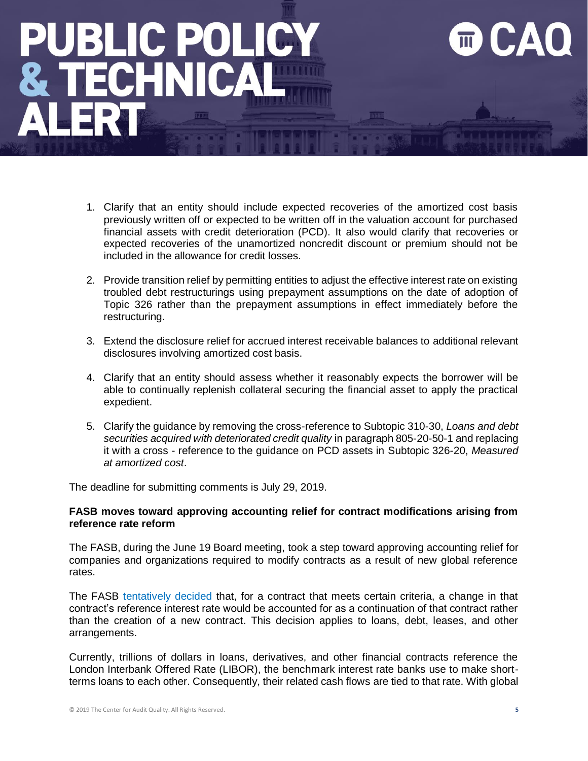1. Clarify that an entity should include expected recoveries of the amortized cost basis previously written off or expected to be written off in the valuation account for purchased financial assets with credit deterioration (PCD). It also would clarify that recoveries or expected recoveries of the unamortized noncredit discount or premium should not be included in the allowance for credit losses.

2. Provide transition relief by permitting entities to adjust the effective interest rate on existing troubled debt restructurings using prepayment assumptions on the date of adoption of Topic 326 rather than the prepayment assumptions in effect immediately before the restructuring.

3. Extend the disclosure relief for accrued interest receivable balances to additional relevant disclosures involving amortized cost basis.

4. Clarify that an entity should assess whether it reasonably expects the borrower will be able to continually replenish collateral securing the financial asset to apply the practical expedient.

5. Clarify the guidance by removing the cross-reference to Subtopic 310-30, *Loans and debt securities acquired with deteriorated credit quality* in paragraph 805-20-50-1 and replacing it with a cross - reference to the guidance on PCD assets in Subtopic 326-20, *Measured at amortized cost*.

The deadline for submitting comments is July 29, 2019.

**FASB moves toward approving accounting relief for contract modifications arising from reference rate reform**

The FASB, during the June 19 Board meeting, took a step toward approving accounting relief for companies and organizations required to modify contracts as a result of new global reference rates.

The FASB tentatively decided that, for a contract that meets certain criteria, a change in that contract's reference interest rate would be accounted for as a continuation of that contract rather than the creation of a new contract. This decision applies to loans, debt, leases, and other arrangements.

Currently, trillions of dollars in loans, derivatives, and other financial contracts reference the London Interbank Offered Rate (LIBOR), the benchmark interest rate banks use to make short-terms loans to each other. Consequently, their related cash flows are tied to that rate. With global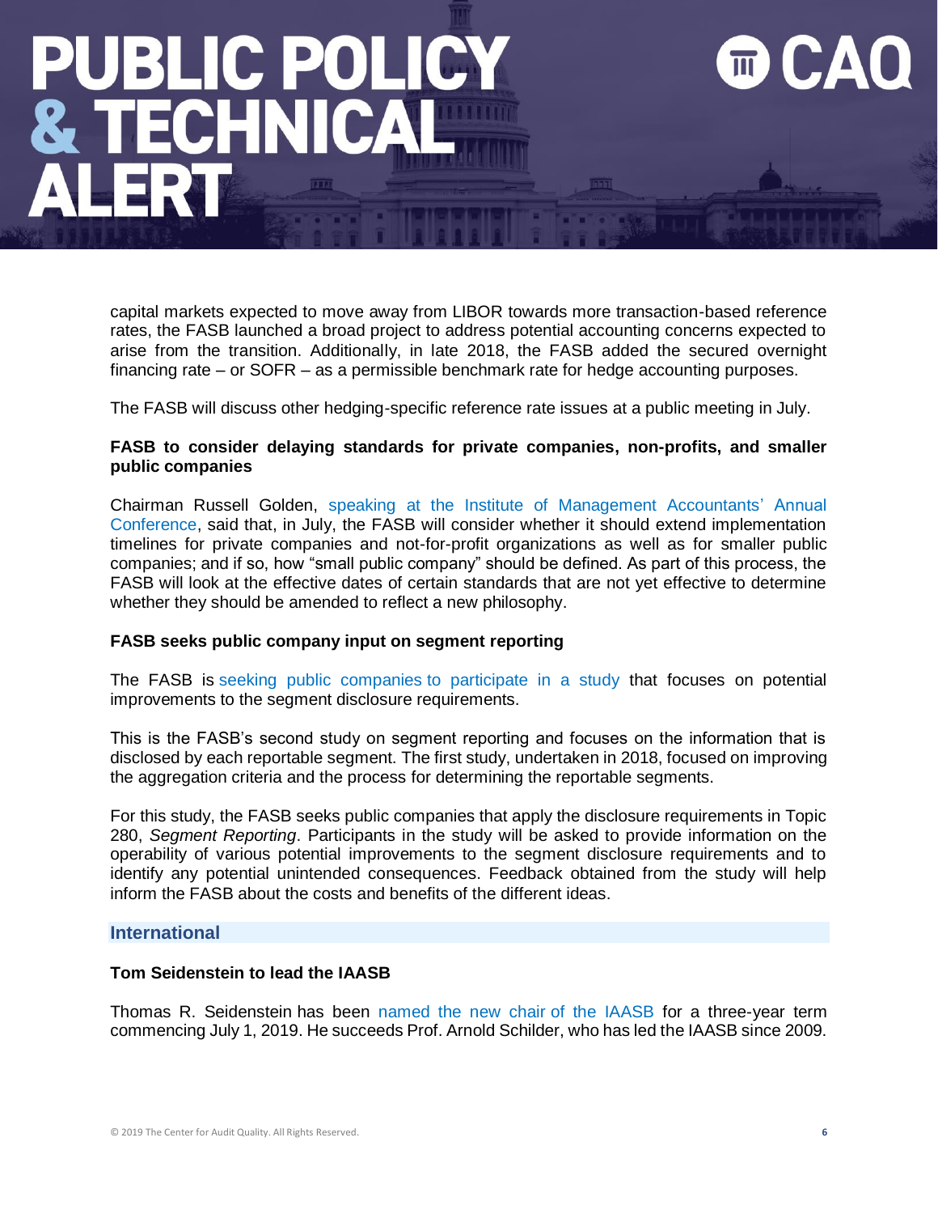capital markets expected to move away from LIBOR towards more transaction-based reference rates, the FASB launched a broad project to address potential accounting concerns expected to arise from the transition. Additionally, in late 2018, the FASB added the secured overnight financing rate – or SOFR – as a permissible benchmark rate for hedge accounting purposes.

The FASB will discuss other hedging-specific reference rate issues at a public meeting in July.

**FASB to consider delaying standards for private companies, non-profits, and smaller public companies**

Chairman Russell Golden, speaking at the Institute of Management Accountants' Annual Conference, said that, in July, the FASB will consider whether it should extend implementation timelines for private companies and not-for-profit organizations as well as for smaller public companies; and if so, how "small public company" should be defined. As part of this process, the FASB will look at the effective dates of certain standards that are not yet effective to determine whether they should be amended to reflect a new philosophy.

**FASB seeks public company input on segment reporting**

The FASB is seeking public companies to participate in a study that focuses on potential improvements to the segment disclosure requirements.

This is the FASB's second study on segment reporting and focuses on the information that is disclosed by each reportable segment. The first study, undertaken in 2018, focused on improving the aggregation criteria and the process for determining the reportable segments.

For this study, the FASB seeks public companies that apply the disclosure requirements in Topic 280, *Segment Reporting*. Participants in the study will be asked to provide information on the operability of various potential improvements to the segment disclosure requirements and to identify any potential unintended consequences. Feedback obtained from the study will help inform the FASB about the costs and benefits of the different ideas.

## International

**Tom Seidenstein to lead the IAASB**

Thomas R. Seidenstein has been named the new chair of the IAASB for a three-year term commencing July 1, 2019. He succeeds Prof. Arnold Schilder, who has led the IAASB since 2009.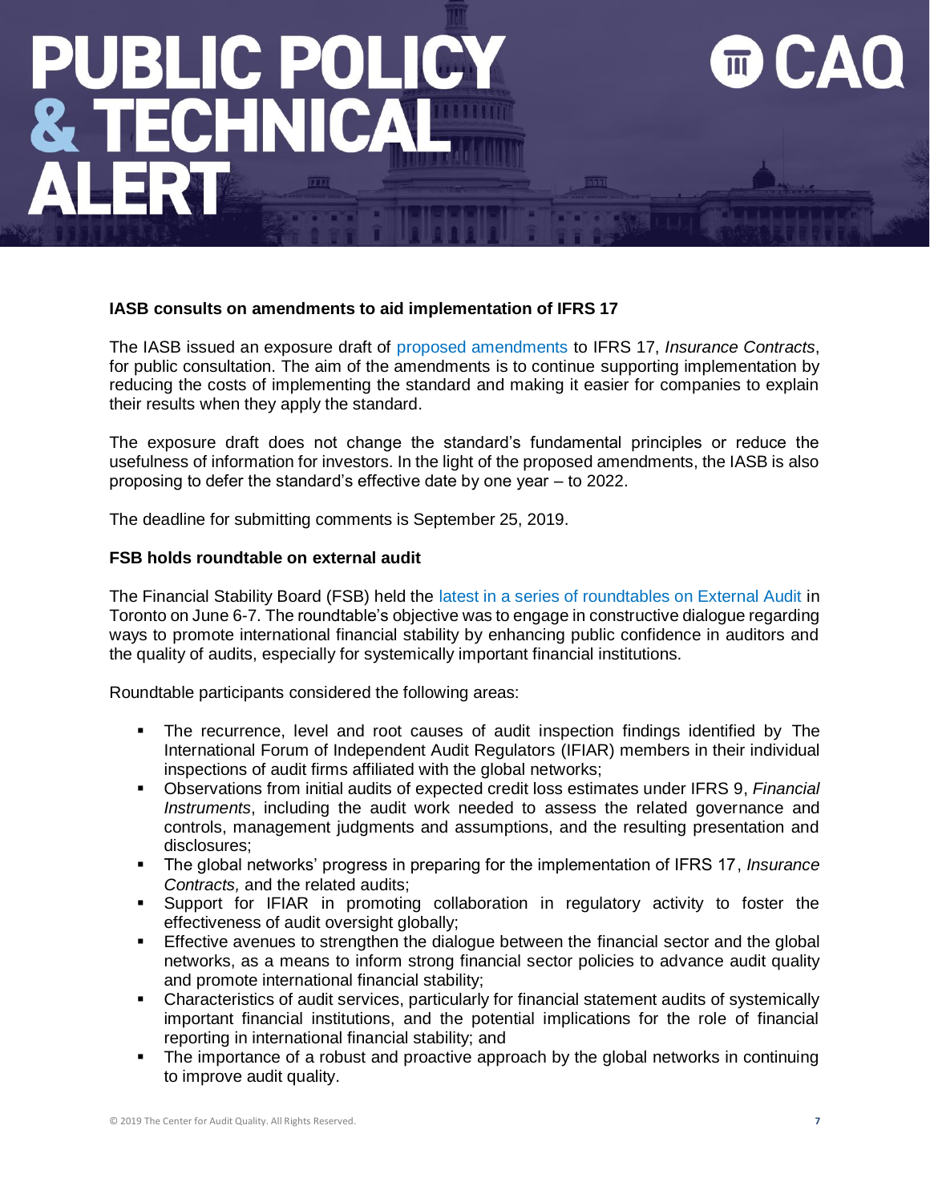### IASB consults on amendments to aid implementation of IFRS 17

The IASB issued an exposure draft of proposed amendments to IFRS 17, *Insurance Contracts*, for public consultation. The aim of the amendments is to continue supporting implementation by reducing the costs of implementing the standard and making it easier for companies to explain their results when they apply the standard.

The exposure draft does not change the standard's fundamental principles or reduce the usefulness of information for investors. In the light of the proposed amendments, the IASB is also proposing to defer the standard's effective date by one year – to 2022.

The deadline for submitting comments is September 25, 2019.

### FSB holds roundtable on external audit

The Financial Stability Board (FSB) held the latest in a series of roundtables on External Audit in Toronto on June 6-7. The roundtable's objective was to engage in constructive dialogue regarding ways to promote international financial stability by enhancing public confidence in auditors and the quality of audits, especially for systemically important financial institutions.

Roundtable participants considered the following areas:

- The recurrence, level and root causes of audit inspection findings identified by The International Forum of Independent Audit Regulators (IFIAR) members in their individual inspections of audit firms affiliated with the global networks;
- Observations from initial audits of expected credit loss estimates under IFRS 9, *Financial Instruments*, including the audit work needed to assess the related governance and controls, management judgments and assumptions, and the resulting presentation and disclosures;
- The global networks' progress in preparing for the implementation of IFRS 17, *Insurance Contracts,* and the related audits;
- Support for IFIAR in promoting collaboration in regulatory activity to foster the effectiveness of audit oversight globally;
- Effective avenues to strengthen the dialogue between the financial sector and the global networks, as a means to inform strong financial sector policies to advance audit quality and promote international financial stability;
- Characteristics of audit services, particularly for financial statement audits of systemically important financial institutions, and the potential implications for the role of financial reporting in international financial stability; and
- The importance of a robust and proactive approach by the global networks in continuing to improve audit quality.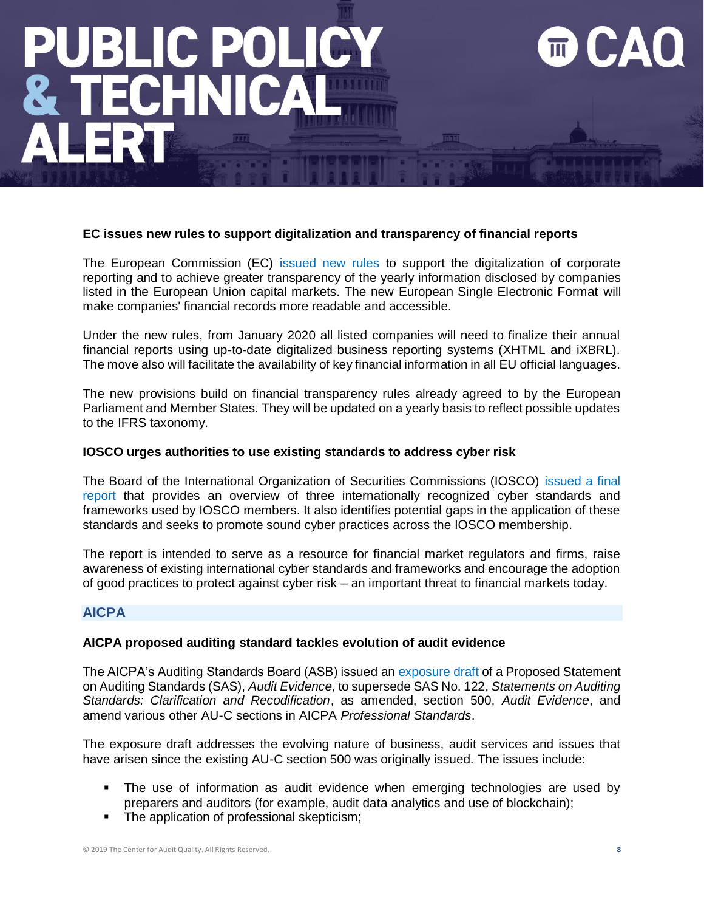### EC issues new rules to support digitalization and transparency of financial reports

The European Commission (EC) issued new rules to support the digitalization of corporate reporting and to achieve greater transparency of the yearly information disclosed by companies listed in the European Union capital markets. The new European Single Electronic Format will make companies' financial records more readable and accessible.

Under the new rules, from January 2020 all listed companies will need to finalize their annual financial reports using up-to-date digitalized business reporting systems (XHTML and iXBRL). The move also will facilitate the availability of key financial information in all EU official languages.

The new provisions build on financial transparency rules already agreed to by the European Parliament and Member States. They will be updated on a yearly basis to reflect possible updates to the IFRS taxonomy.

### IOSCO urges authorities to use existing standards to address cyber risk

The Board of the International Organization of Securities Commissions (IOSCO) issued a final report that provides an overview of three internationally recognized cyber standards and frameworks used by IOSCO members. It also identifies potential gaps in the application of these standards and seeks to promote sound cyber practices across the IOSCO membership.

The report is intended to serve as a resource for financial market regulators and firms, raise awareness of existing international cyber standards and frameworks and encourage the adoption of good practices to protect against cyber risk – an important threat to financial markets today.

## AICPA

### AICPA proposed auditing standard tackles evolution of audit evidence

The AICPA's Auditing Standards Board (ASB) issued an exposure draft of a Proposed Statement on Auditing Standards (SAS), *Audit Evidence*, to supersede SAS No. 122, *Statements on Auditing Standards: Clarification and Recodification*, as amended, section 500, *Audit Evidence*, and amend various other AU-C sections in AICPA *Professional Standards*.

The exposure draft addresses the evolving nature of business, audit services and issues that have arisen since the existing AU-C section 500 was originally issued. The issues include:

- The use of information as audit evidence when emerging technologies are used by preparers and auditors (for example, audit data analytics and use of blockchain);
- The application of professional skepticism;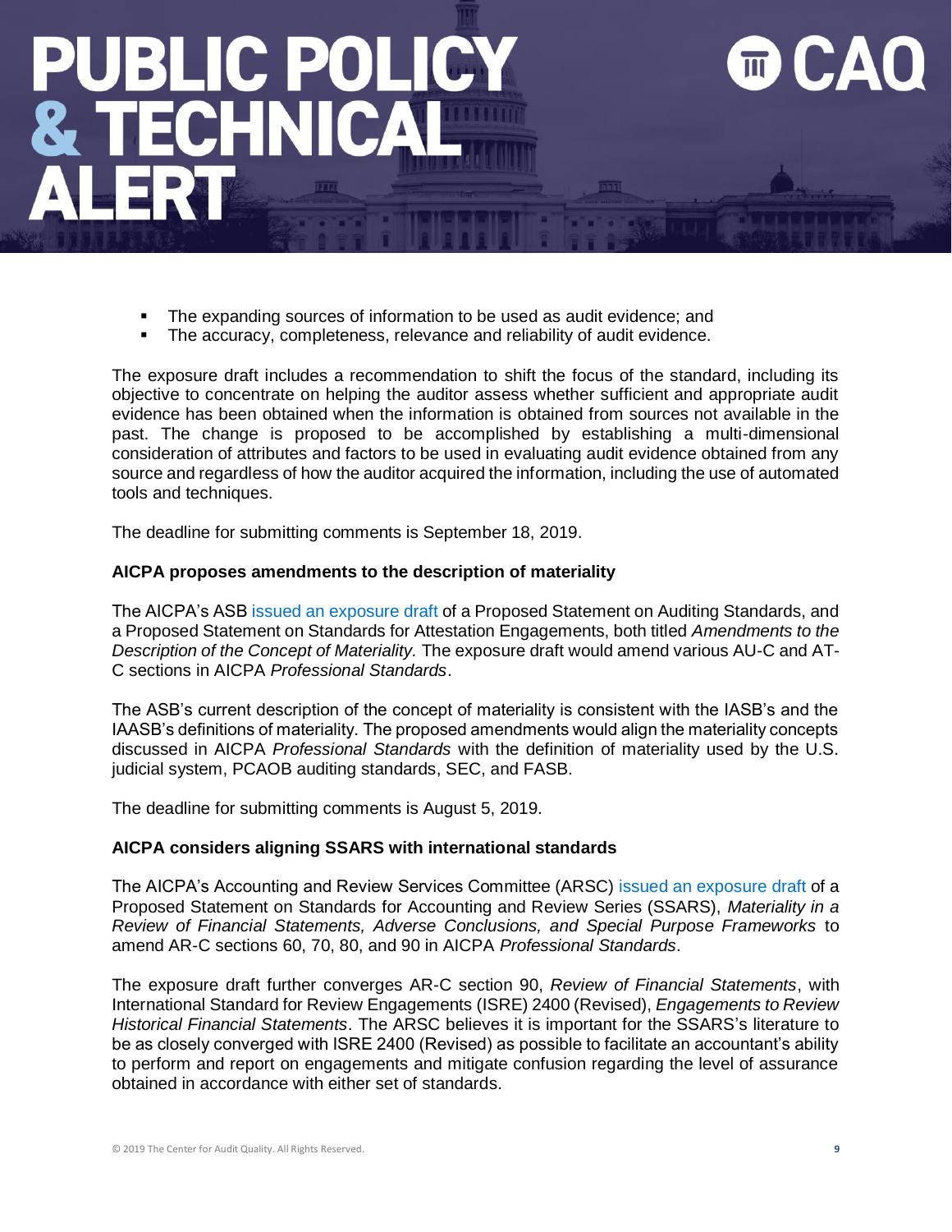- The expanding sources of information to be used as audit evidence; and
- The accuracy, completeness, relevance and reliability of audit evidence.

The exposure draft includes a recommendation to shift the focus of the standard, including its objective to concentrate on helping the auditor assess whether sufficient and appropriate audit evidence has been obtained when the information is obtained from sources not available in the past. The change is proposed to be accomplished by establishing a multi-dimensional consideration of attributes and factors to be used in evaluating audit evidence obtained from any source and regardless of how the auditor acquired the information, including the use of automated tools and techniques.

The deadline for submitting comments is September 18, 2019.

**AICPA proposes amendments to the description of materiality**

The AICPA's ASB issued an exposure draft of a Proposed Statement on Auditing Standards, and a Proposed Statement on Standards for Attestation Engagements, both titled *Amendments to the Description of the Concept of Materiality.* The exposure draft would amend various AU-C and AT-C sections in AICPA *Professional Standards*.

The ASB's current description of the concept of materiality is consistent with the IASB's and the IAASB's definitions of materiality. The proposed amendments would align the materiality concepts discussed in AICPA *Professional Standards* with the definition of materiality used by the U.S. judicial system, PCAOB auditing standards, SEC, and FASB.

The deadline for submitting comments is August 5, 2019.

**AICPA considers aligning SSARS with international standards**

The AICPA's Accounting and Review Services Committee (ARSC) issued an exposure draft of a Proposed Statement on Standards for Accounting and Review Series (SSARS), *Materiality in a Review of Financial Statements, Adverse Conclusions, and Special Purpose Frameworks* to amend AR-C sections 60, 70, 80, and 90 in AICPA *Professional Standards*.

The exposure draft further converges AR-C section 90, *Review of Financial Statements*, with International Standard for Review Engagements (ISRE) 2400 (Revised), *Engagements to Review Historical Financial Statements*. The ARSC believes it is important for the SSARS's literature to be as closely converged with ISRE 2400 (Revised) as possible to facilitate an accountant's ability to perform and report on engagements and mitigate confusion regarding the level of assurance obtained in accordance with either set of standards.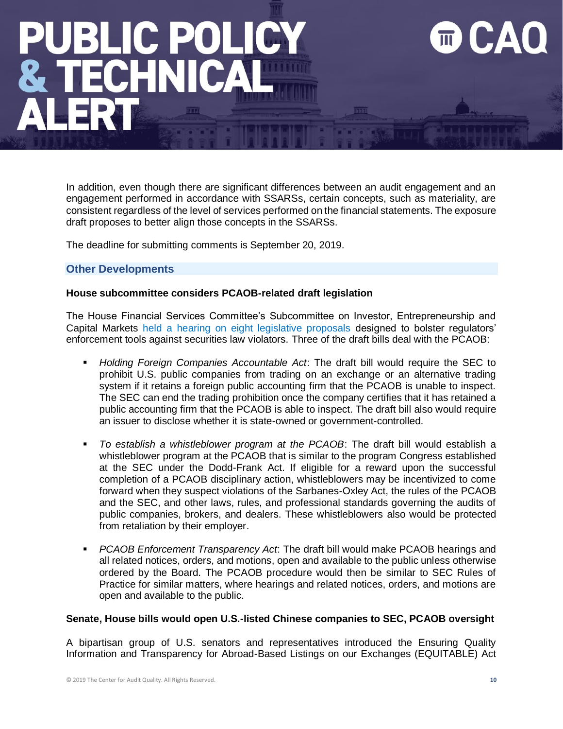In addition, even though there are significant differences between an audit engagement and an engagement performed in accordance with SSARSs, certain concepts, such as materiality, are consistent regardless of the level of services performed on the financial statements. The exposure draft proposes to better align those concepts in the SSARSs.

The deadline for submitting comments is September 20, 2019.

## Other Developments

### House subcommittee considers PCAOB-related draft legislation

The House Financial Services Committee's Subcommittee on Investor, Entrepreneurship and Capital Markets held a hearing on eight legislative proposals designed to bolster regulators' enforcement tools against securities law violators. Three of the draft bills deal with the PCAOB:

- *Holding Foreign Companies Accountable Act*: The draft bill would require the SEC to prohibit U.S. public companies from trading on an exchange or an alternative trading system if it retains a foreign public accounting firm that the PCAOB is unable to inspect. The SEC can end the trading prohibition once the company certifies that it has retained a public accounting firm that the PCAOB is able to inspect. The draft bill also would require an issuer to disclose whether it is state-owned or government-controlled.

- *To establish a whistleblower program at the PCAOB*: The draft bill would establish a whistleblower program at the PCAOB that is similar to the program Congress established at the SEC under the Dodd-Frank Act. If eligible for a reward upon the successful completion of a PCAOB disciplinary action, whistleblowers may be incentivized to come forward when they suspect violations of the Sarbanes-Oxley Act, the rules of the PCAOB and the SEC, and other laws, rules, and professional standards governing the audits of public companies, brokers, and dealers. These whistleblowers also would be protected from retaliation by their employer.

- *PCAOB Enforcement Transparency Act*: The draft bill would make PCAOB hearings and all related notices, orders, and motions, open and available to the public unless otherwise ordered by the Board. The PCAOB procedure would then be similar to SEC Rules of Practice for similar matters, where hearings and related notices, orders, and motions are open and available to the public.

### Senate, House bills would open U.S.-listed Chinese companies to SEC, PCAOB oversight

A bipartisan group of U.S. senators and representatives introduced the Ensuring Quality Information and Transparency for Abroad-Based Listings on our Exchanges (EQUITABLE) Act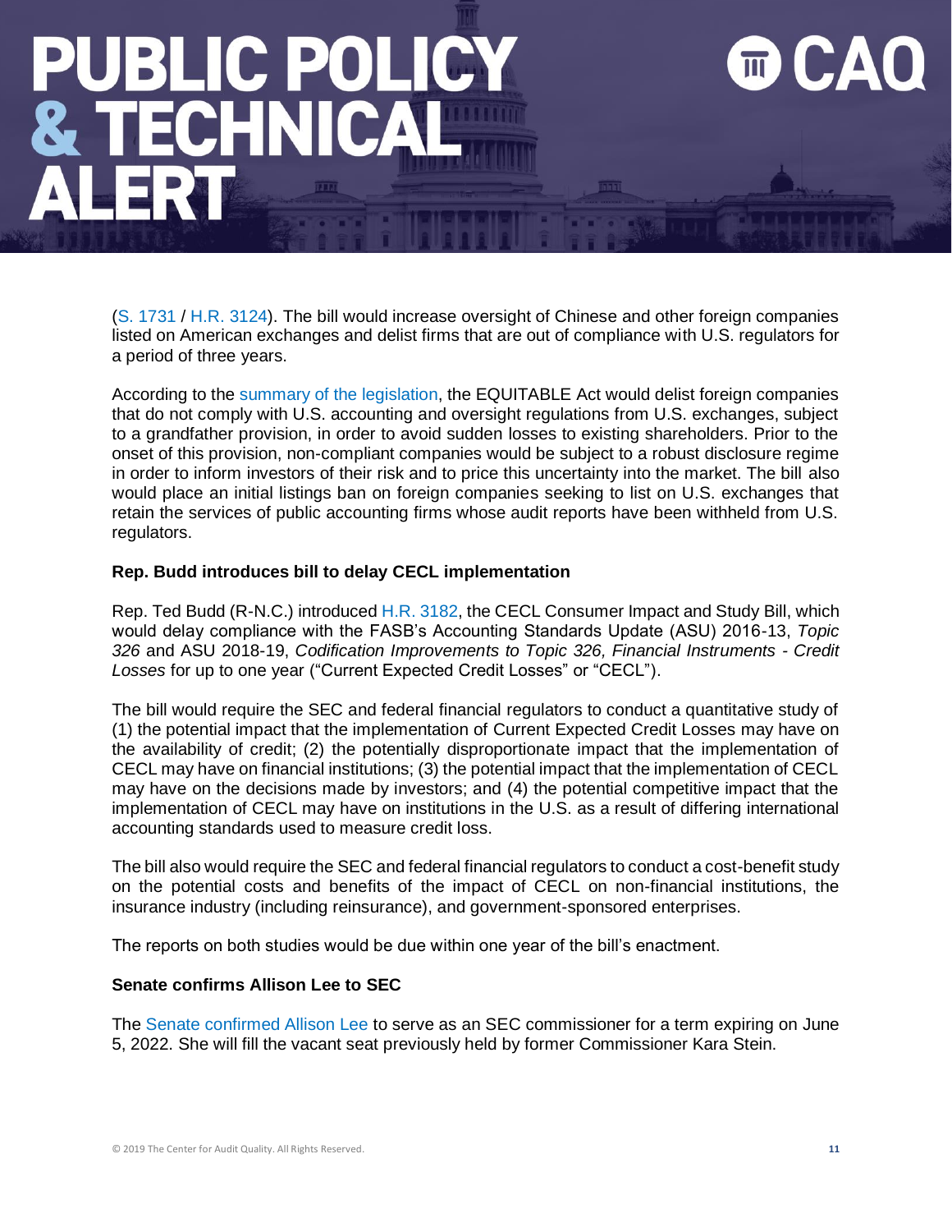(S. 1731 / H.R. 3124). The bill would increase oversight of Chinese and other foreign companies listed on American exchanges and delist firms that are out of compliance with U.S. regulators for a period of three years.

According to the summary of the legislation, the EQUITABLE Act would delist foreign companies that do not comply with U.S. accounting and oversight regulations from U.S. exchanges, subject to a grandfather provision, in order to avoid sudden losses to existing shareholders. Prior to the onset of this provision, non-compliant companies would be subject to a robust disclosure regime in order to inform investors of their risk and to price this uncertainty into the market. The bill also would place an initial listings ban on foreign companies seeking to list on U.S. exchanges that retain the services of public accounting firms whose audit reports have been withheld from U.S. regulators.

**Rep. Budd introduces bill to delay CECL implementation**

Rep. Ted Budd (R-N.C.) introduced H.R. 3182, the CECL Consumer Impact and Study Bill, which would delay compliance with the FASB's Accounting Standards Update (ASU) 2016-13, *Topic 326* and ASU 2018-19, *Codification Improvements to Topic 326, Financial Instruments - Credit Losses* for up to one year ("Current Expected Credit Losses" or "CECL").

The bill would require the SEC and federal financial regulators to conduct a quantitative study of (1) the potential impact that the implementation of Current Expected Credit Losses may have on the availability of credit; (2) the potentially disproportionate impact that the implementation of CECL may have on financial institutions; (3) the potential impact that the implementation of CECL may have on the decisions made by investors; and (4) the potential competitive impact that the implementation of CECL may have on institutions in the U.S. as a result of differing international accounting standards used to measure credit loss.

The bill also would require the SEC and federal financial regulators to conduct a cost-benefit study on the potential costs and benefits of the impact of CECL on non-financial institutions, the insurance industry (including reinsurance), and government-sponsored enterprises.

The reports on both studies would be due within one year of the bill's enactment.

**Senate confirms Allison Lee to SEC**

The Senate confirmed Allison Lee to serve as an SEC commissioner for a term expiring on June 5, 2022. She will fill the vacant seat previously held by former Commissioner Kara Stein.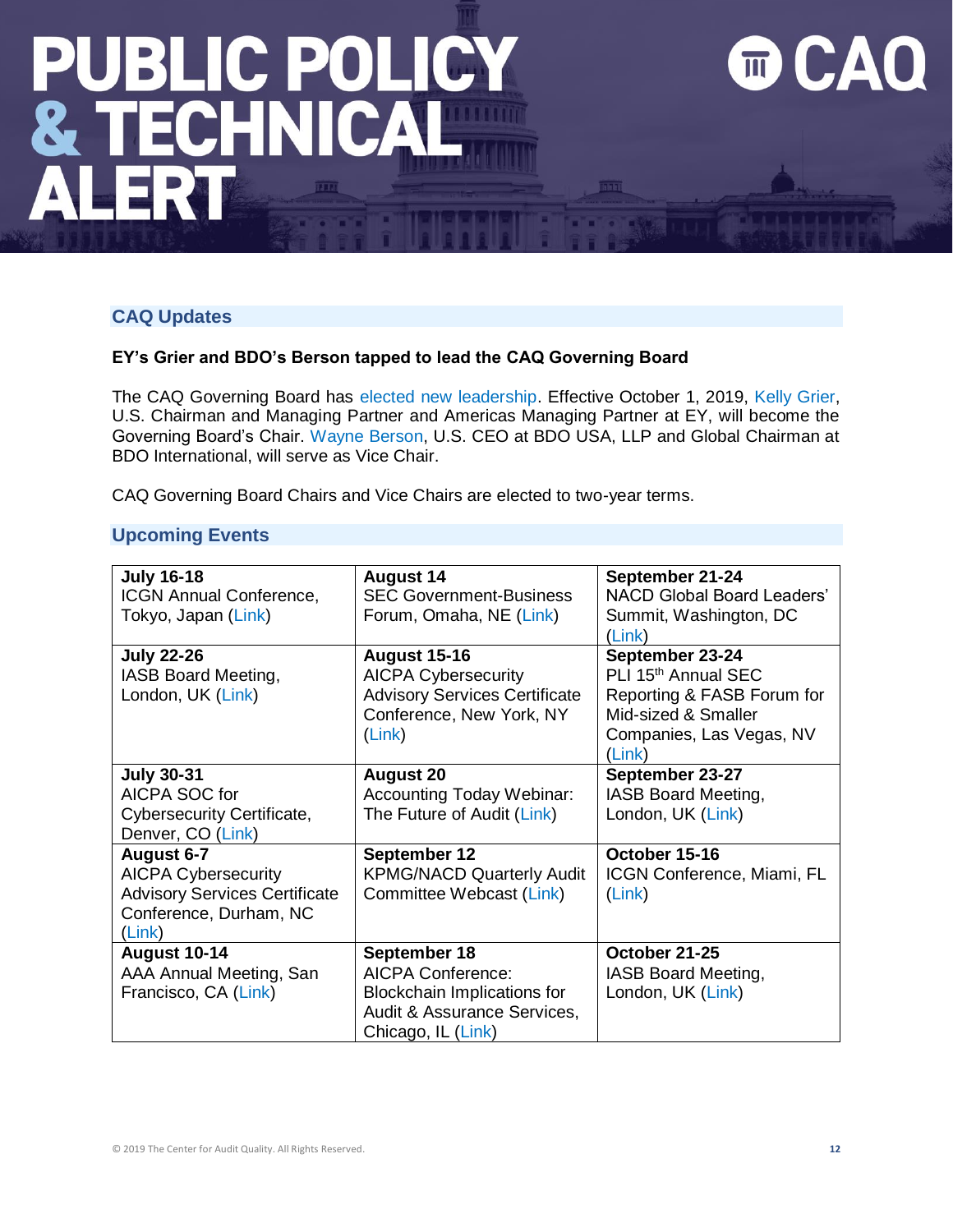## CAQ Updates

### EY's Grier and BDO's Berson tapped to lead the CAQ Governing Board

The CAQ Governing Board has elected new leadership. Effective October 1, 2019, Kelly Grier, U.S. Chairman and Managing Partner and Americas Managing Partner at EY, will become the Governing Board's Chair. Wayne Berson, U.S. CEO at BDO USA, LLP and Global Chairman at BDO International, will serve as Vice Chair.

CAQ Governing Board Chairs and Vice Chairs are elected to two-year terms.

## Upcoming Events

| | | |
|---|---|---|
| **July 16-18** ICGN Annual Conference, Tokyo, Japan (Link) | **August 14** SEC Government-Business Forum, Omaha, NE (Link) | **September 21-24** NACD Global Board Leaders' Summit, Washington, DC (Link) |
| **July 22-26** IASB Board Meeting, London, UK (Link) | **August 15-16** AICPA Cybersecurity Advisory Services Certificate Conference, New York, NY (Link) | **September 23-24** PLI 15th Annual SEC Reporting & FASB Forum for Mid-sized & Smaller Companies, Las Vegas, NV (Link) |
| **July 30-31** AICPA SOC for Cybersecurity Certificate, Denver, CO (Link) | **August 20** Accounting Today Webinar: The Future of Audit (Link) | **September 23-27** IASB Board Meeting, London, UK (Link) |
| **August 6-7** AICPA Cybersecurity Advisory Services Certificate Conference, Durham, NC (Link) | **September 12** KPMG/NACD Quarterly Audit Committee Webcast (Link) | **October 15-16** ICGN Conference, Miami, FL (Link) |
| **August 10-14** AAA Annual Meeting, San Francisco, CA (Link) | **September 18** AICPA Conference: Blockchain Implications for Audit & Assurance Services, Chicago, IL (Link) | **October 21-25** IASB Board Meeting, London, UK (Link) |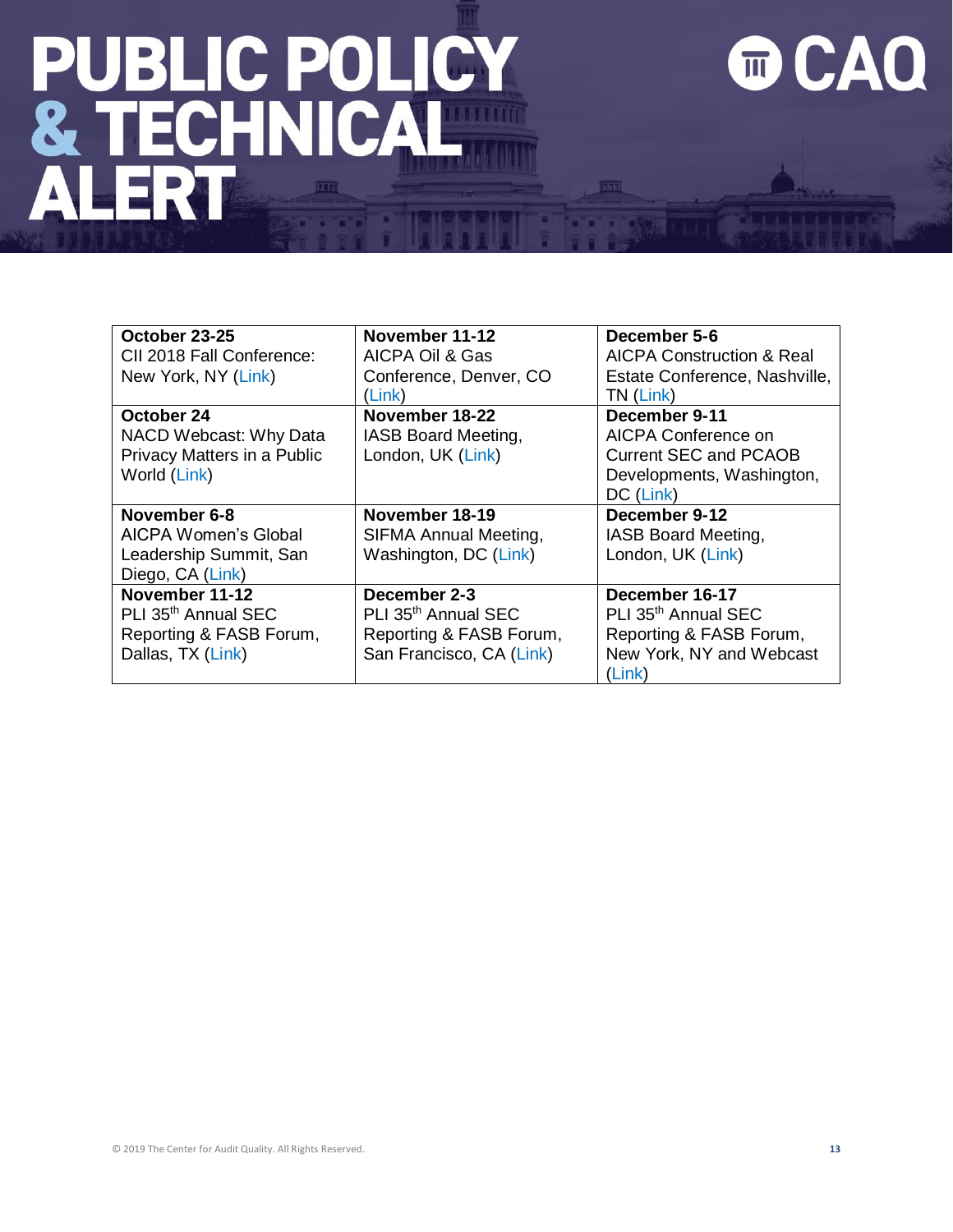| | | |
|---|---|---|
| **October 23-25** CII 2018 Fall Conference: New York, NY (Link) | **November 11-12** AICPA Oil & Gas Conference, Denver, CO (Link) | **December 5-6** AICPA Construction & Real Estate Conference, Nashville, TN (Link) |
| **October 24** NACD Webcast: Why Data Privacy Matters in a Public World (Link) | **November 18-22** IASB Board Meeting, London, UK (Link) | **December 9-11** AICPA Conference on Current SEC and PCAOB Developments, Washington, DC (Link) |
| **November 6-8** AICPA Women's Global Leadership Summit, San Diego, CA (Link) | **November 18-19** SIFMA Annual Meeting, Washington, DC (Link) | **December 9-12** IASB Board Meeting, London, UK (Link) |
| **November 11-12** PLI 35th Annual SEC Reporting & FASB Forum, Dallas, TX (Link) | **December 2-3** PLI 35th Annual SEC Reporting & FASB Forum, San Francisco, CA (Link) | **December 16-17** PLI 35th Annual SEC Reporting & FASB Forum, New York, NY and Webcast (Link) |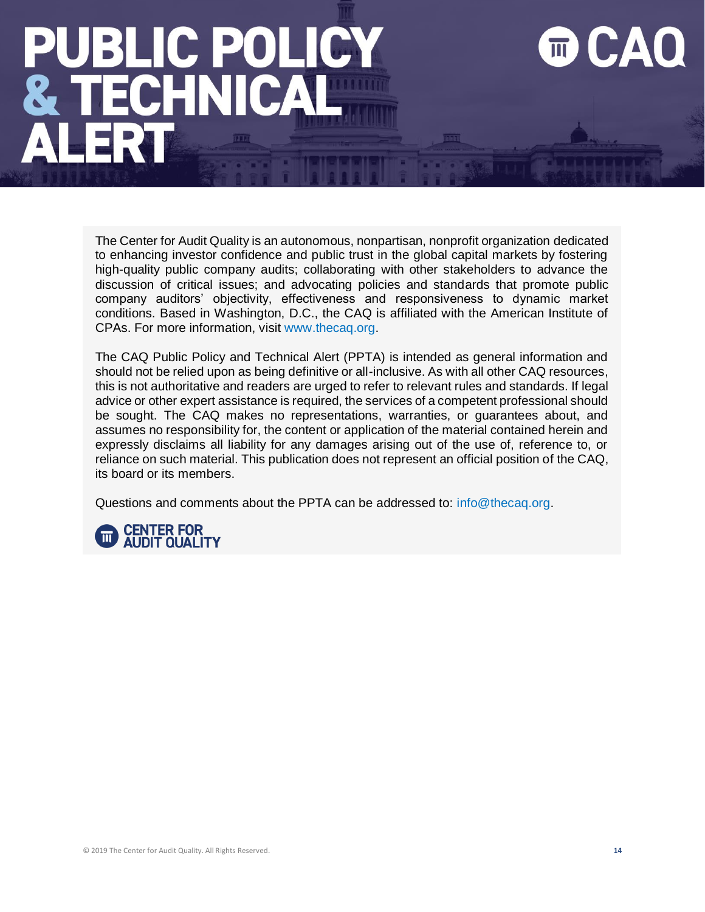# PUBLIC POLICY & TECHNICAL ALERT

CAQ

The Center for Audit Quality is an autonomous, nonpartisan, nonprofit organization dedicated to enhancing investor confidence and public trust in the global capital markets by fostering high-quality public company audits; collaborating with other stakeholders to advance the discussion of critical issues; and advocating policies and standards that promote public company auditors' objectivity, effectiveness and responsiveness to dynamic market conditions. Based in Washington, D.C., the CAQ is affiliated with the American Institute of CPAs. For more information, visit www.thecaq.org.

The CAQ Public Policy and Technical Alert (PPTA) is intended as general information and should not be relied upon as being definitive or all-inclusive. As with all other CAQ resources, this is not authoritative and readers are urged to refer to relevant rules and standards. If legal advice or other expert assistance is required, the services of a competent professional should be sought. The CAQ makes no representations, warranties, or guarantees about, and assumes no responsibility for, the content or application of the material contained herein and expressly disclaims all liability for any damages arising out of the use of, reference to, or reliance on such material. This publication does not represent an official position of the CAQ, its board or its members.

Questions and comments about the PPTA can be addressed to: info@thecaq.org.

CENTER FOR AUDIT QUALITY

© 2019 The Center for Audit Quality. All Rights Reserved.